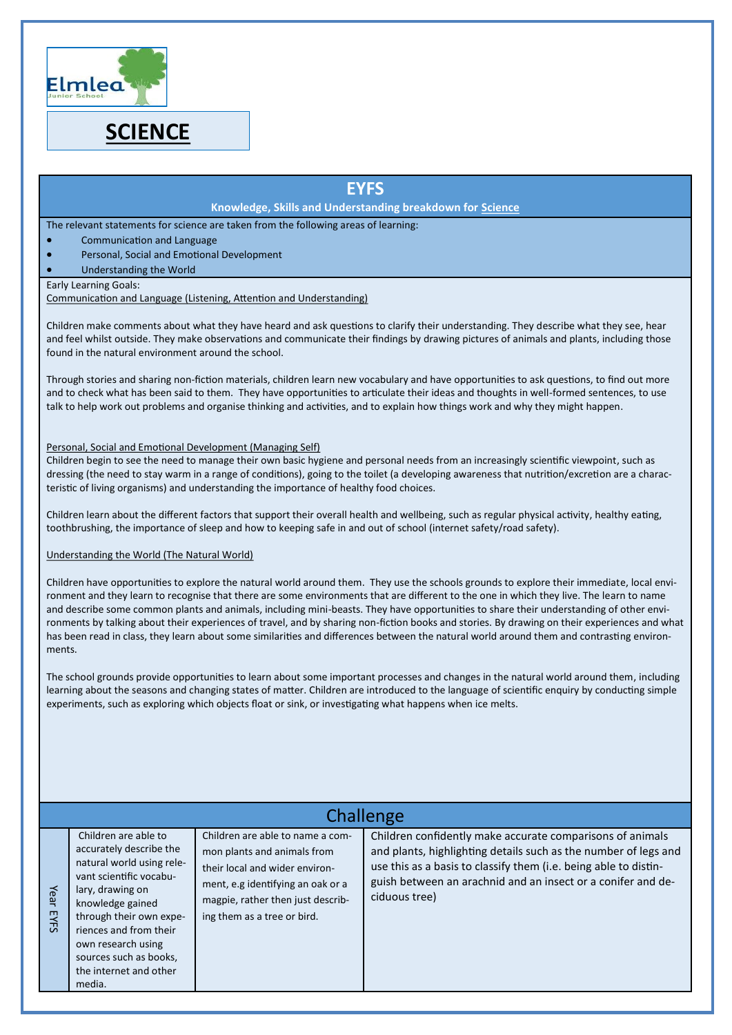Elmlea
Junior School

# SCIENCE

## EYFS

**Knowledge, Skills and Understanding breakdown for Science**

The relevant statements for science are taken from the following areas of learning:

- Communication and Language
- Personal, Social and Emotional Development
- Understanding the World

Early Learning Goals:

Communication and Language (Listening, Attention and Understanding)

Children make comments about what they have heard and ask questions to clarify their understanding. They describe what they see, hear and feel whilst outside. They make observations and communicate their findings by drawing pictures of animals and plants, including those found in the natural environment around the school.

Through stories and sharing non-fiction materials, children learn new vocabulary and have opportunities to ask questions, to find out more and to check what has been said to them. They have opportunities to articulate their ideas and thoughts in well-formed sentences, to use talk to help work out problems and organise thinking and activities, and to explain how things work and why they might happen.

Personal, Social and Emotional Development (Managing Self)

Children begin to see the need to manage their own basic hygiene and personal needs from an increasingly scientific viewpoint, such as dressing (the need to stay warm in a range of conditions), going to the toilet (a developing awareness that nutrition/excretion are a characteristic of living organisms) and understanding the importance of healthy food choices.

Children learn about the different factors that support their overall health and wellbeing, such as regular physical activity, healthy eating, toothbrushing, the importance of sleep and how to keeping safe in and out of school (internet safety/road safety).

Understanding the World (The Natural World)

Children have opportunities to explore the natural world around them. They use the schools grounds to explore their immediate, local environment and they learn to recognise that there are some environments that are different to the one in which they live. The learn to name and describe some common plants and animals, including mini-beasts. They have opportunities to share their understanding of other environments by talking about their experiences of travel, and by sharing non-fiction books and stories. By drawing on their experiences and what has been read in class, they learn about some similarities and differences between the natural world around them and contrasting environments.

The school grounds provide opportunities to learn about some important processes and changes in the natural world around them, including learning about the seasons and changing states of matter. Children are introduced to the language of scientific enquiry by conducting simple experiments, such as exploring which objects float or sink, or investigating what happens when ice melts.

## Challenge

| | | | |
|---|---|---|---|
| Year EYFS | Children are able to accurately describe the natural world using relevant scientific vocabulary, drawing on knowledge gained through their own experiences and from their own research using sources such as books, the internet and other media. | Children are able to name a common plants and animals from their local and wider environment, e.g identifying an oak or a magpie, rather then just describing them as a tree or bird. | Children confidently make accurate comparisons of animals and plants, highlighting details such as the number of legs and use this as a basis to classify them (i.e. being able to distinguish between an arachnid and an insect or a conifer and deciduous tree) |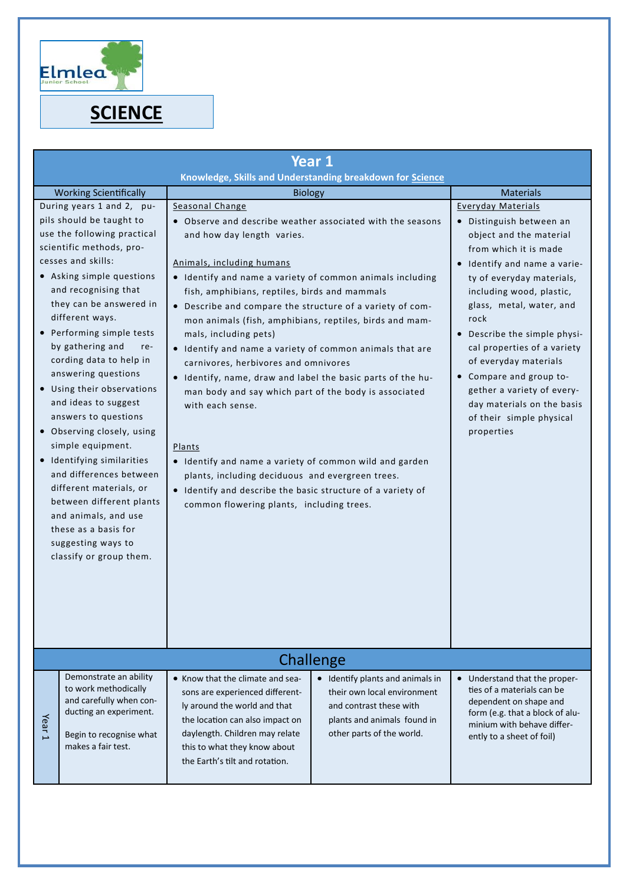Elmlea Junior School

# SCIENCE

## Year 1

**Knowledge, Skills and Understanding breakdown for Science**

| Working Scientifically | Biology | Materials |
|---|---|---|
| During years 1 and 2, pupils should be taught to use the following practical scientific methods, processes and skills:<br>• Asking simple questions and recognising that they can be answered in different ways.<br>• Performing simple tests by gathering and recording data to help in answering questions<br>• Using their observations and ideas to suggest answers to questions<br>• Observing closely, using simple equipment.<br>• Identifying similarities and differences between different materials, or between different plants and animals, and use these as a basis for suggesting ways to classify or group them. | Seasonal Change<br>• Observe and describe weather associated with the seasons and how day length varies.<br><br>Animals, including humans<br>• Identify and name a variety of common animals including fish, amphibians, reptiles, birds and mammals<br>• Describe and compare the structure of a variety of common animals (fish, amphibians, reptiles, birds and mammals, including pets)<br>• Identify and name a variety of common animals that are carnivores, herbivores and omnivores<br>• Identify, name, draw and label the basic parts of the human body and say which part of the body is associated with each sense.<br><br>Plants<br>• Identify and name a variety of common wild and garden plants, including deciduous and evergreen trees.<br>• Identify and describe the basic structure of a variety of common flowering plants, including trees. | Everyday Materials<br>• Distinguish between an object and the material from which it is made<br>• Identify and name a variety of everyday materials, including wood, plastic, glass, metal, water, and rock<br>• Describe the simple physical properties of a variety of everyday materials<br>• Compare and group together a variety of everyday materials on the basis of their simple physical properties |

## Challenge

| | | | | |
|---|---|---|---|---|
| Year 1 | Demonstrate an ability to work methodically and carefully when conducting an experiment.<br><br>Begin to recognise what makes a fair test. | • Know that the climate and seasons are experienced differently around the world and that the location can also impact on daylength. Children may relate this to what they know about the Earth's tilt and rotation. | • Identify plants and animals in their own local environment and contrast these with plants and animals found in other parts of the world. | • Understand that the properties of a materials can be dependent on shape and form (e.g. that a block of aluminium with behave differently to a sheet of foil) |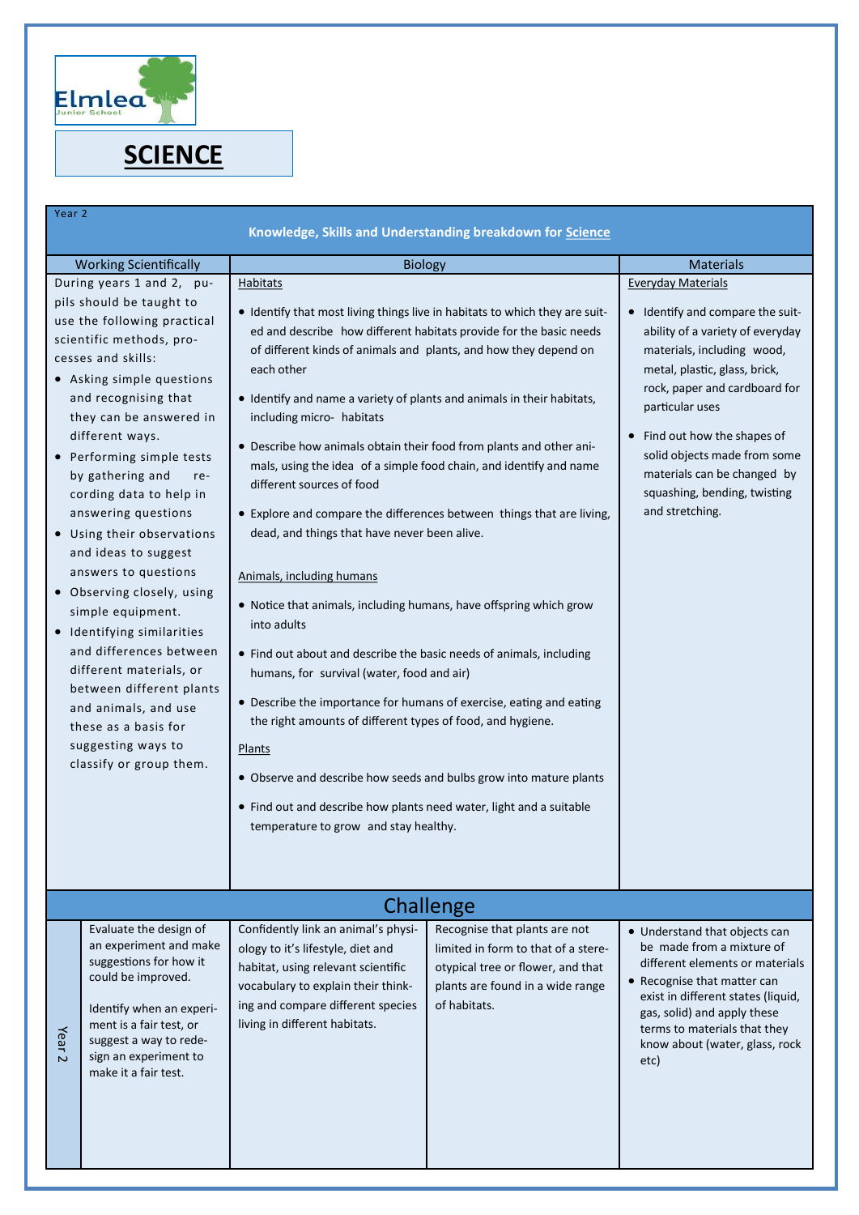Elmlea Junior School

# SCIENCE

Year 2

**Knowledge, Skills and Understanding breakdown for Science**

| Working Scientifically | Biology | Materials |
|---|---|---|
| During years 1 and 2, pupils should be taught to use the following practical scientific methods, processes and skills:<br>• Asking simple questions and recognising that they can be answered in different ways.<br>• Performing simple tests by gathering and recording data to help in answering questions<br>• Using their observations and ideas to suggest answers to questions<br>• Observing closely, using simple equipment.<br>• Identifying similarities and differences between different materials, or between different plants and animals, and use these as a basis for suggesting ways to classify or group them. | Habitats<br>• Identify that most living things live in habitats to which they are suited and describe how different habitats provide for the basic needs of different kinds of animals and plants, and how they depend on each other<br>• Identify and name a variety of plants and animals in their habitats, including micro- habitats<br>• Describe how animals obtain their food from plants and other animals, using the idea of a simple food chain, and identify and name different sources of food<br>• Explore and compare the differences between things that are living, dead, and things that have never been alive.<br><br>Animals, including humans<br>• Notice that animals, including humans, have offspring which grow into adults<br>• Find out about and describe the basic needs of animals, including humans, for survival (water, food and air)<br>• Describe the importance for humans of exercise, eating and eating the right amounts of different types of food, and hygiene.<br><br>Plants<br>• Observe and describe how seeds and bulbs grow into mature plants<br>• Find out and describe how plants need water, light and a suitable temperature to grow and stay healthy. | Everyday Materials<br>• Identify and compare the suitability of a variety of everyday materials, including wood, metal, plastic, glass, brick, rock, paper and cardboard for particular uses<br>• Find out how the shapes of solid objects made from some materials can be changed by squashing, bending, twisting and stretching. |

## Challenge

| | | | | |
|---|---|---|---|---|
| Year 2 | Evaluate the design of an experiment and make suggestions for how it could be improved.<br><br>Identify when an experiment is a fair test, or suggest a way to redesign an experiment to make it a fair test. | Confidently link an animal's physiology to it's lifestyle, diet and habitat, using relevant scientific vocabulary to explain their thinking and compare different species living in different habitats. | Recognise that plants are not limited in form to that of a stereotypical tree or flower, and that plants are found in a wide range of habitats. | • Understand that objects can be made from a mixture of different elements or materials<br>• Recognise that matter can exist in different states (liquid, gas, solid) and apply these terms to materials that they know about (water, glass, rock etc) |